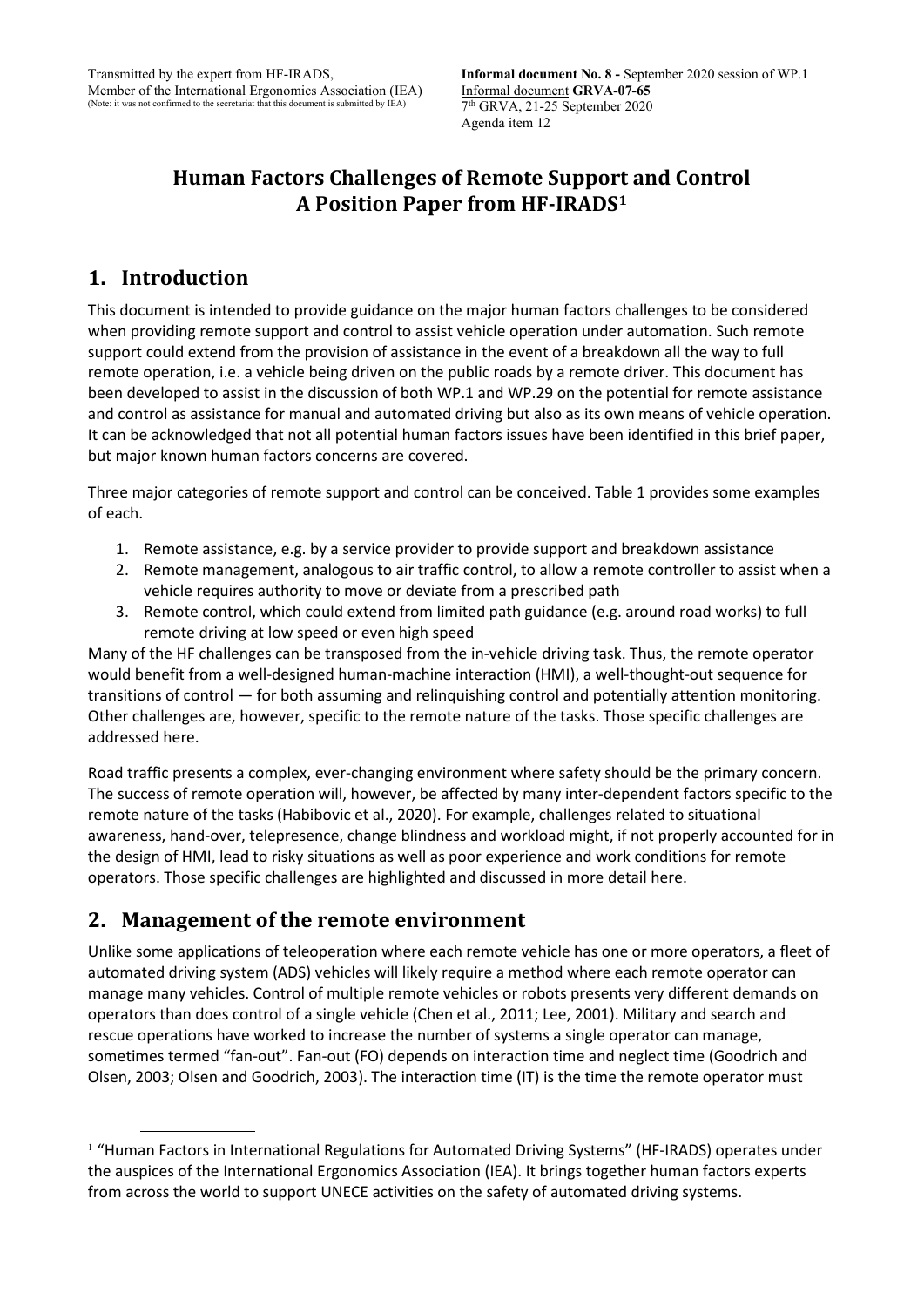Transmitted by the expert from HF-IRADS,
Member of the International Ergonomics Association (IEA)
(Note: it was not confirmed to the secretariat that this document is submitted by IEA)

**Informal document No. 8 -** September 2020 session of WP.1
Informal document **GRVA-07-65**
7th GRVA, 21-25 September 2020
Agenda item 12

# Human Factors Challenges of Remote Support and Control A Position Paper from HF-IRADS[1]

## 1. Introduction

This document is intended to provide guidance on the major human factors challenges to be considered when providing remote support and control to assist vehicle operation under automation. Such remote support could extend from the provision of assistance in the event of a breakdown all the way to full remote operation, i.e. a vehicle being driven on the public roads by a remote driver. This document has been developed to assist in the discussion of both WP.1 and WP.29 on the potential for remote assistance and control as assistance for manual and automated driving but also as its own means of vehicle operation. It can be acknowledged that not all potential human factors issues have been identified in this brief paper, but major known human factors concerns are covered.

Three major categories of remote support and control can be conceived. Table 1 provides some examples of each.

1. Remote assistance, e.g. by a service provider to provide support and breakdown assistance
2. Remote management, analogous to air traffic control, to allow a remote controller to assist when a vehicle requires authority to move or deviate from a prescribed path
3. Remote control, which could extend from limited path guidance (e.g. around road works) to full remote driving at low speed or even high speed

Many of the HF challenges can be transposed from the in-vehicle driving task. Thus, the remote operator would benefit from a well-designed human-machine interaction (HMI), a well-thought-out sequence for transitions of control — for both assuming and relinquishing control and potentially attention monitoring. Other challenges are, however, specific to the remote nature of the tasks. Those specific challenges are addressed here.

Road traffic presents a complex, ever-changing environment where safety should be the primary concern. The success of remote operation will, however, be affected by many inter-dependent factors specific to the remote nature of the tasks (Habibovic et al., 2020). For example, challenges related to situational awareness, hand-over, telepresence, change blindness and workload might, if not properly accounted for in the design of HMI, lead to risky situations as well as poor experience and work conditions for remote operators. Those specific challenges are highlighted and discussed in more detail here.

## 2. Management of the remote environment

Unlike some applications of teleoperation where each remote vehicle has one or more operators, a fleet of automated driving system (ADS) vehicles will likely require a method where each remote operator can manage many vehicles. Control of multiple remote vehicles or robots presents very different demands on operators than does control of a single vehicle (Chen et al., 2011; Lee, 2001). Military and search and rescue operations have worked to increase the number of systems a single operator can manage, sometimes termed "fan-out". Fan-out (FO) depends on interaction time and neglect time (Goodrich and Olsen, 2003; Olsen and Goodrich, 2003). The interaction time (IT) is the time the remote operator must

---

[1] "Human Factors in International Regulations for Automated Driving Systems" (HF-IRADS) operates under the auspices of the International Ergonomics Association (IEA). It brings together human factors experts from across the world to support UNECE activities on the safety of automated driving systems.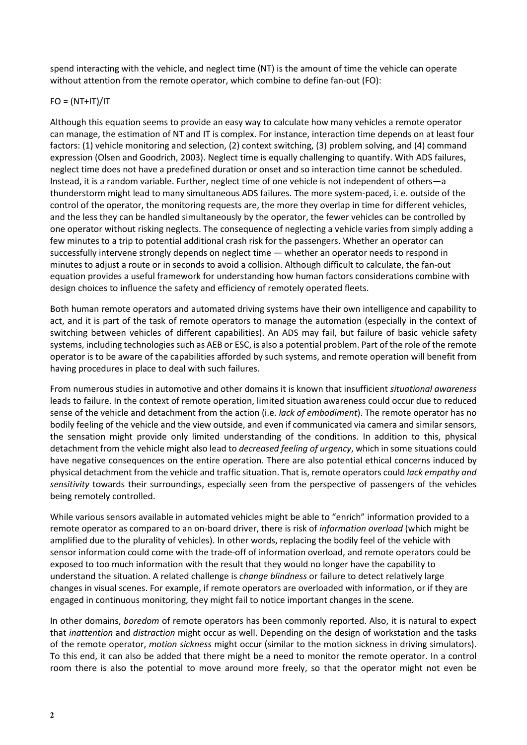spend interacting with the vehicle, and neglect time (NT) is the amount of time the vehicle can operate without attention from the remote operator, which combine to define fan-out (FO):

$$FO = (NT+IT)/IT$$

Although this equation seems to provide an easy way to calculate how many vehicles a remote operator can manage, the estimation of NT and IT is complex. For instance, interaction time depends on at least four factors: (1) vehicle monitoring and selection, (2) context switching, (3) problem solving, and (4) command expression (Olsen and Goodrich, 2003). Neglect time is equally challenging to quantify. With ADS failures, neglect time does not have a predefined duration or onset and so interaction time cannot be scheduled. Instead, it is a random variable. Further, neglect time of one vehicle is not independent of others—a thunderstorm might lead to many simultaneous ADS failures. The more system-paced, i. e. outside of the control of the operator, the monitoring requests are, the more they overlap in time for different vehicles, and the less they can be handled simultaneously by the operator, the fewer vehicles can be controlled by one operator without risking neglects. The consequence of neglecting a vehicle varies from simply adding a few minutes to a trip to potential additional crash risk for the passengers. Whether an operator can successfully intervene strongly depends on neglect time — whether an operator needs to respond in minutes to adjust a route or in seconds to avoid a collision. Although difficult to calculate, the fan-out equation provides a useful framework for understanding how human factors considerations combine with design choices to influence the safety and efficiency of remotely operated fleets.

Both human remote operators and automated driving systems have their own intelligence and capability to act, and it is part of the task of remote operators to manage the automation (especially in the context of switching between vehicles of different capabilities). An ADS may fail, but failure of basic vehicle safety systems, including technologies such as AEB or ESC, is also a potential problem. Part of the role of the remote operator is to be aware of the capabilities afforded by such systems, and remote operation will benefit from having procedures in place to deal with such failures.

From numerous studies in automotive and other domains it is known that insufficient *situational awareness* leads to failure. In the context of remote operation, limited situation awareness could occur due to reduced sense of the vehicle and detachment from the action (i.e. *lack of embodiment*). The remote operator has no bodily feeling of the vehicle and the view outside, and even if communicated via camera and similar sensors, the sensation might provide only limited understanding of the conditions. In addition to this, physical detachment from the vehicle might also lead to *decreased feeling of urgency*, which in some situations could have negative consequences on the entire operation. There are also potential ethical concerns induced by physical detachment from the vehicle and traffic situation. That is, remote operators could *lack empathy and sensitivity* towards their surroundings, especially seen from the perspective of passengers of the vehicles being remotely controlled.

While various sensors available in automated vehicles might be able to "enrich" information provided to a remote operator as compared to an on-board driver, there is risk of *information overload* (which might be amplified due to the plurality of vehicles). In other words, replacing the bodily feel of the vehicle with sensor information could come with the trade-off of information overload, and remote operators could be exposed to too much information with the result that they would no longer have the capability to understand the situation. A related challenge is *change blindness* or failure to detect relatively large changes in visual scenes. For example, if remote operators are overloaded with information, or if they are engaged in continuous monitoring, they might fail to notice important changes in the scene.

In other domains, *boredom* of remote operators has been commonly reported. Also, it is natural to expect that *inattention* and *distraction* might occur as well. Depending on the design of workstation and the tasks of the remote operator, *motion sickness* might occur (similar to the motion sickness in driving simulators). To this end, it can also be added that there might be a need to monitor the remote operator. In a control room there is also the potential to move around more freely, so that the operator might not even be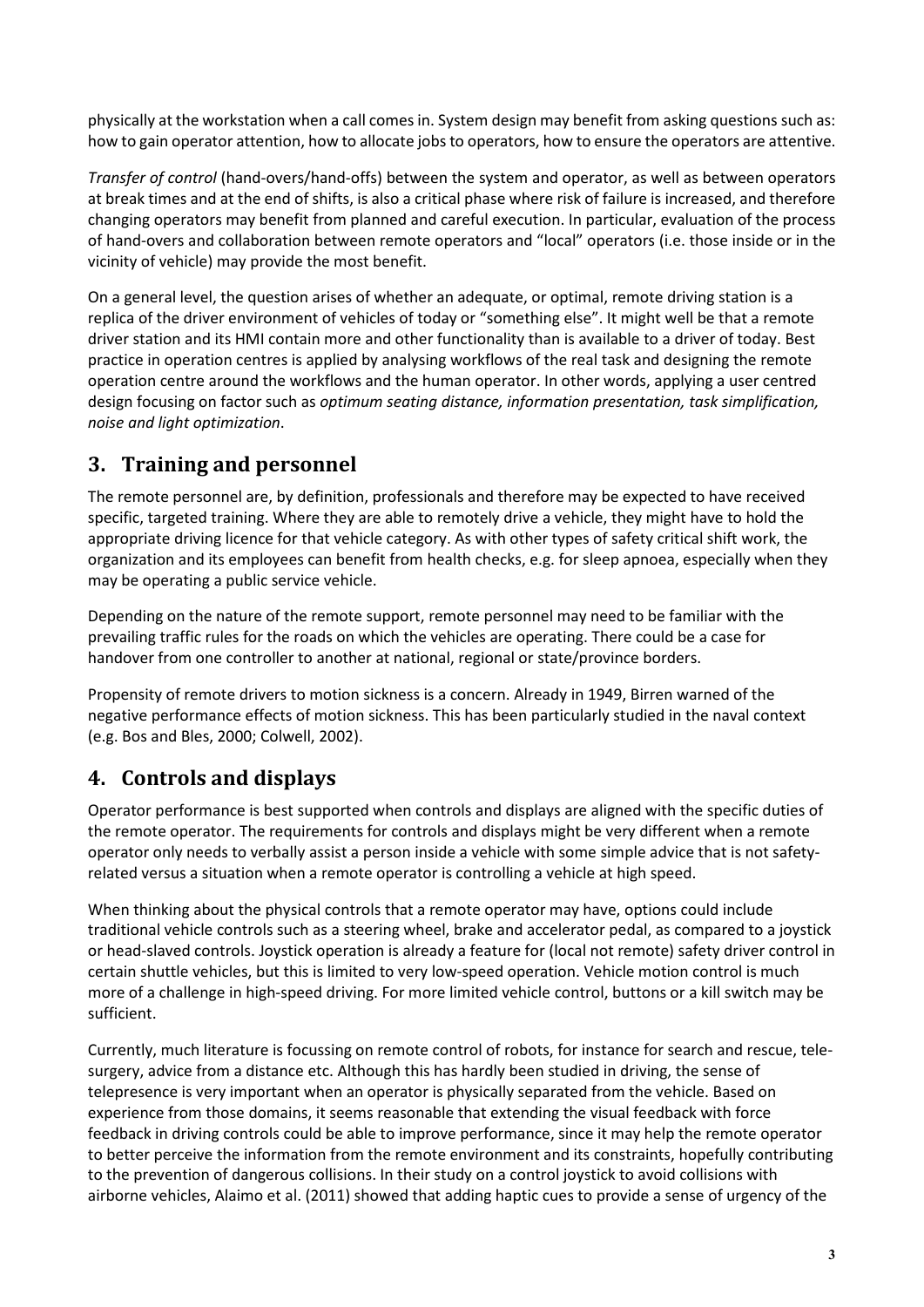physically at the workstation when a call comes in. System design may benefit from asking questions such as: how to gain operator attention, how to allocate jobs to operators, how to ensure the operators are attentive.

*Transfer of control* (hand-overs/hand-offs) between the system and operator, as well as between operators at break times and at the end of shifts, is also a critical phase where risk of failure is increased, and therefore changing operators may benefit from planned and careful execution. In particular, evaluation of the process of hand-overs and collaboration between remote operators and "local" operators (i.e. those inside or in the vicinity of vehicle) may provide the most benefit.

On a general level, the question arises of whether an adequate, or optimal, remote driving station is a replica of the driver environment of vehicles of today or "something else". It might well be that a remote driver station and its HMI contain more and other functionality than is available to a driver of today. Best practice in operation centres is applied by analysing workflows of the real task and designing the remote operation centre around the workflows and the human operator. In other words, applying a user centred design focusing on factor such as *optimum seating distance, information presentation, task simplification, noise and light optimization*.

## 3. Training and personnel

The remote personnel are, by definition, professionals and therefore may be expected to have received specific, targeted training. Where they are able to remotely drive a vehicle, they might have to hold the appropriate driving licence for that vehicle category. As with other types of safety critical shift work, the organization and its employees can benefit from health checks, e.g. for sleep apnoea, especially when they may be operating a public service vehicle.

Depending on the nature of the remote support, remote personnel may need to be familiar with the prevailing traffic rules for the roads on which the vehicles are operating. There could be a case for handover from one controller to another at national, regional or state/province borders.

Propensity of remote drivers to motion sickness is a concern. Already in 1949, Birren warned of the negative performance effects of motion sickness. This has been particularly studied in the naval context (e.g. Bos and Bles, 2000; Colwell, 2002).

## 4. Controls and displays

Operator performance is best supported when controls and displays are aligned with the specific duties of the remote operator. The requirements for controls and displays might be very different when a remote operator only needs to verbally assist a person inside a vehicle with some simple advice that is not safety-related versus a situation when a remote operator is controlling a vehicle at high speed.

When thinking about the physical controls that a remote operator may have, options could include traditional vehicle controls such as a steering wheel, brake and accelerator pedal, as compared to a joystick or head-slaved controls. Joystick operation is already a feature for (local not remote) safety driver control in certain shuttle vehicles, but this is limited to very low-speed operation. Vehicle motion control is much more of a challenge in high-speed driving. For more limited vehicle control, buttons or a kill switch may be sufficient.

Currently, much literature is focussing on remote control of robots, for instance for search and rescue, tele-surgery, advice from a distance etc. Although this has hardly been studied in driving, the sense of telepresence is very important when an operator is physically separated from the vehicle. Based on experience from those domains, it seems reasonable that extending the visual feedback with force feedback in driving controls could be able to improve performance, since it may help the remote operator to better perceive the information from the remote environment and its constraints, hopefully contributing to the prevention of dangerous collisions. In their study on a control joystick to avoid collisions with airborne vehicles, Alaimo et al. (2011) showed that adding haptic cues to provide a sense of urgency of the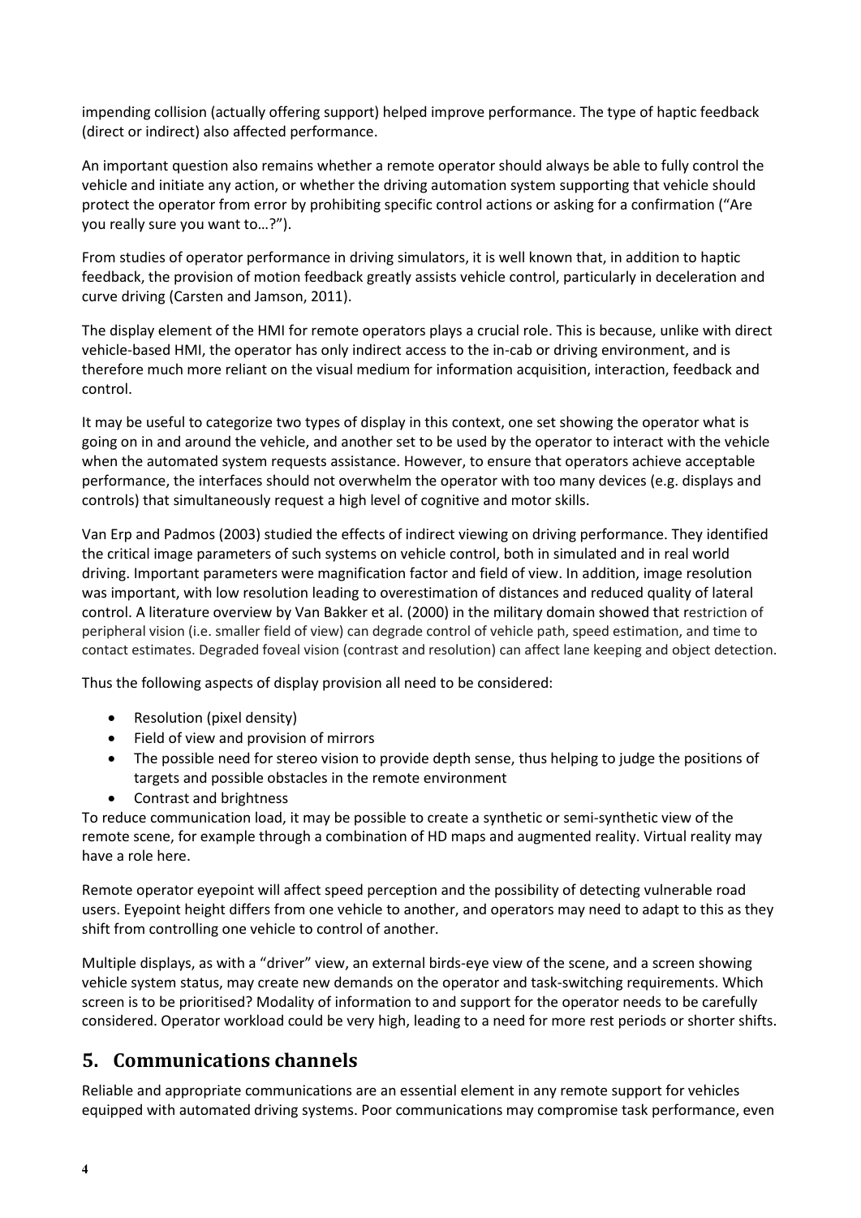impending collision (actually offering support) helped improve performance. The type of haptic feedback (direct or indirect) also affected performance.

An important question also remains whether a remote operator should always be able to fully control the vehicle and initiate any action, or whether the driving automation system supporting that vehicle should protect the operator from error by prohibiting specific control actions or asking for a confirmation ("Are you really sure you want to…?").

From studies of operator performance in driving simulators, it is well known that, in addition to haptic feedback, the provision of motion feedback greatly assists vehicle control, particularly in deceleration and curve driving (Carsten and Jamson, 2011).

The display element of the HMI for remote operators plays a crucial role. This is because, unlike with direct vehicle-based HMI, the operator has only indirect access to the in-cab or driving environment, and is therefore much more reliant on the visual medium for information acquisition, interaction, feedback and control.

It may be useful to categorize two types of display in this context, one set showing the operator what is going on in and around the vehicle, and another set to be used by the operator to interact with the vehicle when the automated system requests assistance. However, to ensure that operators achieve acceptable performance, the interfaces should not overwhelm the operator with too many devices (e.g. displays and controls) that simultaneously request a high level of cognitive and motor skills.

Van Erp and Padmos (2003) studied the effects of indirect viewing on driving performance. They identified the critical image parameters of such systems on vehicle control, both in simulated and in real world driving. Important parameters were magnification factor and field of view. In addition, image resolution was important, with low resolution leading to overestimation of distances and reduced quality of lateral control. A literature overview by Van Bakker et al. (2000) in the military domain showed that restriction of peripheral vision (i.e. smaller field of view) can degrade control of vehicle path, speed estimation, and time to contact estimates. Degraded foveal vision (contrast and resolution) can affect lane keeping and object detection.

Thus the following aspects of display provision all need to be considered:

- Resolution (pixel density)
- Field of view and provision of mirrors
- The possible need for stereo vision to provide depth sense, thus helping to judge the positions of targets and possible obstacles in the remote environment
- Contrast and brightness

To reduce communication load, it may be possible to create a synthetic or semi-synthetic view of the remote scene, for example through a combination of HD maps and augmented reality. Virtual reality may have a role here.

Remote operator eyepoint will affect speed perception and the possibility of detecting vulnerable road users. Eyepoint height differs from one vehicle to another, and operators may need to adapt to this as they shift from controlling one vehicle to control of another.

Multiple displays, as with a "driver" view, an external birds-eye view of the scene, and a screen showing vehicle system status, may create new demands on the operator and task-switching requirements. Which screen is to be prioritised? Modality of information to and support for the operator needs to be carefully considered. Operator workload could be very high, leading to a need for more rest periods or shorter shifts.

## 5. Communications channels

Reliable and appropriate communications are an essential element in any remote support for vehicles equipped with automated driving systems. Poor communications may compromise task performance, even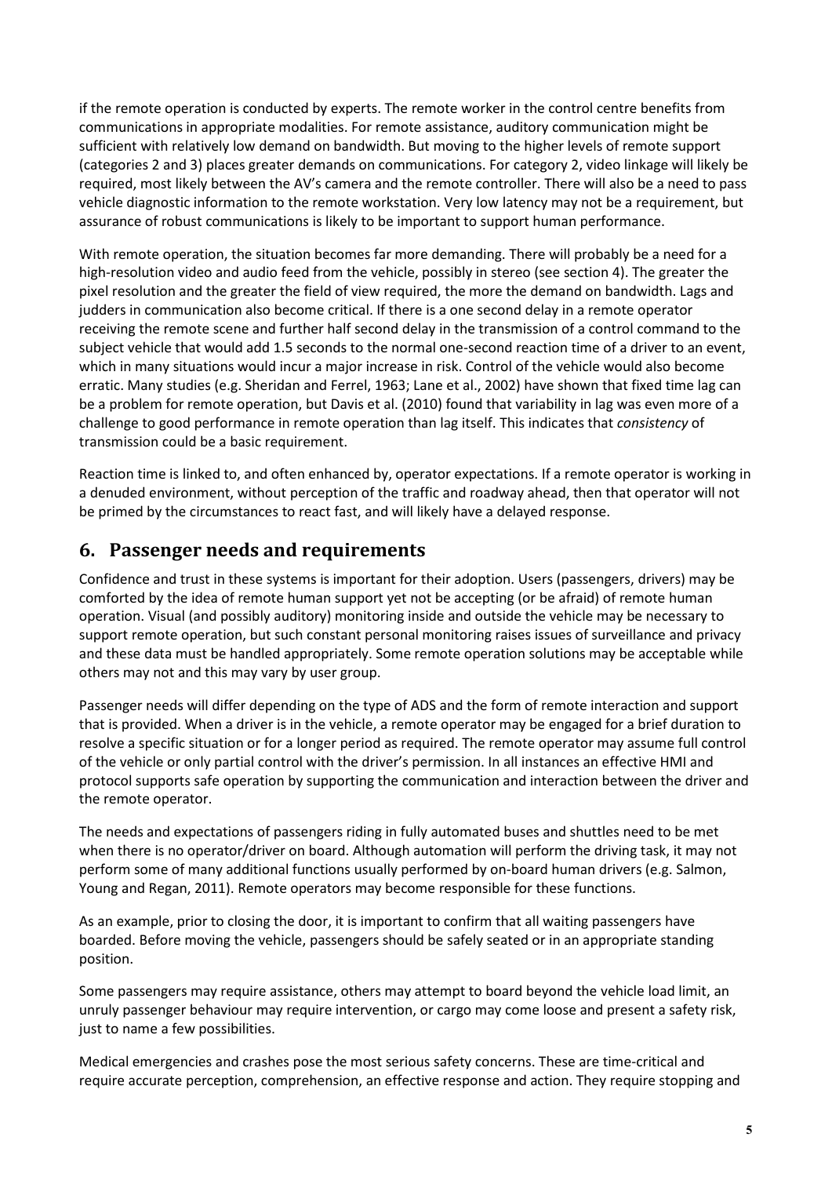if the remote operation is conducted by experts. The remote worker in the control centre benefits from communications in appropriate modalities. For remote assistance, auditory communication might be sufficient with relatively low demand on bandwidth. But moving to the higher levels of remote support (categories 2 and 3) places greater demands on communications. For category 2, video linkage will likely be required, most likely between the AV's camera and the remote controller. There will also be a need to pass vehicle diagnostic information to the remote workstation. Very low latency may not be a requirement, but assurance of robust communications is likely to be important to support human performance.

With remote operation, the situation becomes far more demanding. There will probably be a need for a high-resolution video and audio feed from the vehicle, possibly in stereo (see section 4). The greater the pixel resolution and the greater the field of view required, the more the demand on bandwidth. Lags and judders in communication also become critical. If there is a one second delay in a remote operator receiving the remote scene and further half second delay in the transmission of a control command to the subject vehicle that would add 1.5 seconds to the normal one-second reaction time of a driver to an event, which in many situations would incur a major increase in risk. Control of the vehicle would also become erratic. Many studies (e.g. Sheridan and Ferrel, 1963; Lane et al., 2002) have shown that fixed time lag can be a problem for remote operation, but Davis et al. (2010) found that variability in lag was even more of a challenge to good performance in remote operation than lag itself. This indicates that *consistency* of transmission could be a basic requirement.

Reaction time is linked to, and often enhanced by, operator expectations. If a remote operator is working in a denuded environment, without perception of the traffic and roadway ahead, then that operator will not be primed by the circumstances to react fast, and will likely have a delayed response.

## 6. Passenger needs and requirements

Confidence and trust in these systems is important for their adoption. Users (passengers, drivers) may be comforted by the idea of remote human support yet not be accepting (or be afraid) of remote human operation. Visual (and possibly auditory) monitoring inside and outside the vehicle may be necessary to support remote operation, but such constant personal monitoring raises issues of surveillance and privacy and these data must be handled appropriately. Some remote operation solutions may be acceptable while others may not and this may vary by user group.

Passenger needs will differ depending on the type of ADS and the form of remote interaction and support that is provided. When a driver is in the vehicle, a remote operator may be engaged for a brief duration to resolve a specific situation or for a longer period as required. The remote operator may assume full control of the vehicle or only partial control with the driver's permission. In all instances an effective HMI and protocol supports safe operation by supporting the communication and interaction between the driver and the remote operator.

The needs and expectations of passengers riding in fully automated buses and shuttles need to be met when there is no operator/driver on board. Although automation will perform the driving task, it may not perform some of many additional functions usually performed by on-board human drivers (e.g. Salmon, Young and Regan, 2011). Remote operators may become responsible for these functions.

As an example, prior to closing the door, it is important to confirm that all waiting passengers have boarded. Before moving the vehicle, passengers should be safely seated or in an appropriate standing position.

Some passengers may require assistance, others may attempt to board beyond the vehicle load limit, an unruly passenger behaviour may require intervention, or cargo may come loose and present a safety risk, just to name a few possibilities.

Medical emergencies and crashes pose the most serious safety concerns. These are time-critical and require accurate perception, comprehension, an effective response and action. They require stopping and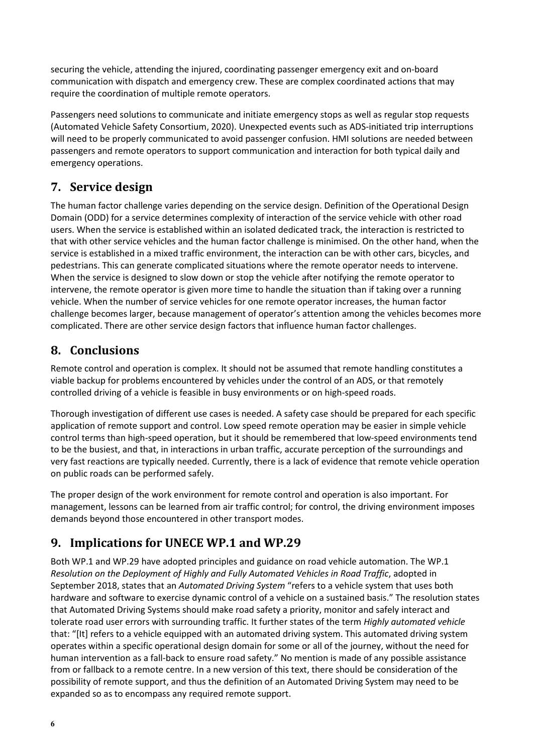securing the vehicle, attending the injured, coordinating passenger emergency exit and on-board communication with dispatch and emergency crew. These are complex coordinated actions that may require the coordination of multiple remote operators.

Passengers need solutions to communicate and initiate emergency stops as well as regular stop requests (Automated Vehicle Safety Consortium, 2020). Unexpected events such as ADS-initiated trip interruptions will need to be properly communicated to avoid passenger confusion. HMI solutions are needed between passengers and remote operators to support communication and interaction for both typical daily and emergency operations.

## 7. Service design

The human factor challenge varies depending on the service design. Definition of the Operational Design Domain (ODD) for a service determines complexity of interaction of the service vehicle with other road users. When the service is established within an isolated dedicated track, the interaction is restricted to that with other service vehicles and the human factor challenge is minimised. On the other hand, when the service is established in a mixed traffic environment, the interaction can be with other cars, bicycles, and pedestrians. This can generate complicated situations where the remote operator needs to intervene. When the service is designed to slow down or stop the vehicle after notifying the remote operator to intervene, the remote operator is given more time to handle the situation than if taking over a running vehicle. When the number of service vehicles for one remote operator increases, the human factor challenge becomes larger, because management of operator's attention among the vehicles becomes more complicated. There are other service design factors that influence human factor challenges.

## 8. Conclusions

Remote control and operation is complex. It should not be assumed that remote handling constitutes a viable backup for problems encountered by vehicles under the control of an ADS, or that remotely controlled driving of a vehicle is feasible in busy environments or on high-speed roads.

Thorough investigation of different use cases is needed. A safety case should be prepared for each specific application of remote support and control. Low speed remote operation may be easier in simple vehicle control terms than high-speed operation, but it should be remembered that low-speed environments tend to be the busiest, and that, in interactions in urban traffic, accurate perception of the surroundings and very fast reactions are typically needed. Currently, there is a lack of evidence that remote vehicle operation on public roads can be performed safely.

The proper design of the work environment for remote control and operation is also important. For management, lessons can be learned from air traffic control; for control, the driving environment imposes demands beyond those encountered in other transport modes.

## 9. Implications for UNECE WP.1 and WP.29

Both WP.1 and WP.29 have adopted principles and guidance on road vehicle automation. The WP.1 *Resolution on the Deployment of Highly and Fully Automated Vehicles in Road Traffic*, adopted in September 2018, states that an *Automated Driving System* "refers to a vehicle system that uses both hardware and software to exercise dynamic control of a vehicle on a sustained basis." The resolution states that Automated Driving Systems should make road safety a priority, monitor and safely interact and tolerate road user errors with surrounding traffic. It further states of the term *Highly automated vehicle* that: "[It] refers to a vehicle equipped with an automated driving system. This automated driving system operates within a specific operational design domain for some or all of the journey, without the need for human intervention as a fall-back to ensure road safety." No mention is made of any possible assistance from or fallback to a remote centre. In a new version of this text, there should be consideration of the possibility of remote support, and thus the definition of an Automated Driving System may need to be expanded so as to encompass any required remote support.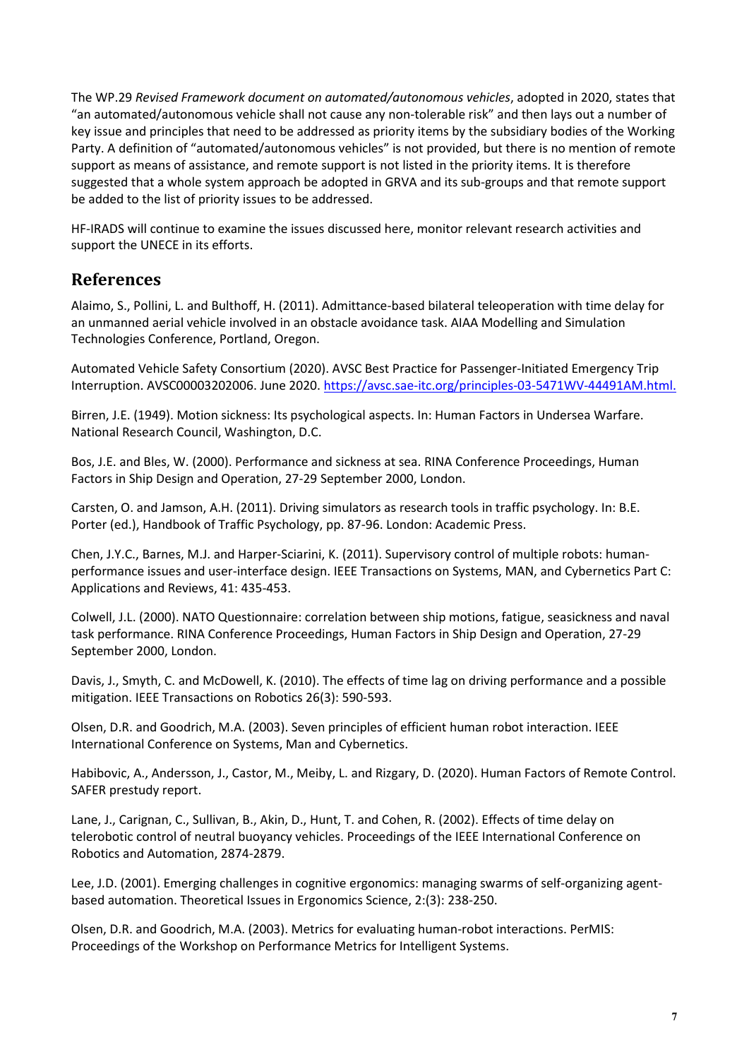The WP.29 *Revised Framework document on automated/autonomous vehicles*, adopted in 2020, states that "an automated/autonomous vehicle shall not cause any non-tolerable risk" and then lays out a number of key issue and principles that need to be addressed as priority items by the subsidiary bodies of the Working Party. A definition of "automated/autonomous vehicles" is not provided, but there is no mention of remote support as means of assistance, and remote support is not listed in the priority items. It is therefore suggested that a whole system approach be adopted in GRVA and its sub-groups and that remote support be added to the list of priority issues to be addressed.

HF-IRADS will continue to examine the issues discussed here, monitor relevant research activities and support the UNECE in its efforts.

## References

Alaimo, S., Pollini, L. and Bulthoff, H. (2011). Admittance-based bilateral teleoperation with time delay for an unmanned aerial vehicle involved in an obstacle avoidance task. AIAA Modelling and Simulation Technologies Conference, Portland, Oregon.

Automated Vehicle Safety Consortium (2020). AVSC Best Practice for Passenger-Initiated Emergency Trip Interruption. AVSC00003202006. June 2020. https://avsc.sae-itc.org/principles-03-5471WV-44491AM.html.

Birren, J.E. (1949). Motion sickness: Its psychological aspects. In: Human Factors in Undersea Warfare. National Research Council, Washington, D.C.

Bos, J.E. and Bles, W. (2000). Performance and sickness at sea. RINA Conference Proceedings, Human Factors in Ship Design and Operation, 27-29 September 2000, London.

Carsten, O. and Jamson, A.H. (2011). Driving simulators as research tools in traffic psychology. In: B.E. Porter (ed.), Handbook of Traffic Psychology, pp. 87-96. London: Academic Press.

Chen, J.Y.C., Barnes, M.J. and Harper-Sciarini, K. (2011). Supervisory control of multiple robots: human-performance issues and user-interface design. IEEE Transactions on Systems, MAN, and Cybernetics Part C: Applications and Reviews, 41: 435-453.

Colwell, J.L. (2000). NATO Questionnaire: correlation between ship motions, fatigue, seasickness and naval task performance. RINA Conference Proceedings, Human Factors in Ship Design and Operation, 27-29 September 2000, London.

Davis, J., Smyth, C. and McDowell, K. (2010). The effects of time lag on driving performance and a possible mitigation. IEEE Transactions on Robotics 26(3): 590-593.

Olsen, D.R. and Goodrich, M.A. (2003). Seven principles of efficient human robot interaction. IEEE International Conference on Systems, Man and Cybernetics.

Habibovic, A., Andersson, J., Castor, M., Meiby, L. and Rizgary, D. (2020). Human Factors of Remote Control. SAFER prestudy report.

Lane, J., Carignan, C., Sullivan, B., Akin, D., Hunt, T. and Cohen, R. (2002). Effects of time delay on telerobotic control of neutral buoyancy vehicles. Proceedings of the IEEE International Conference on Robotics and Automation, 2874-2879.

Lee, J.D. (2001). Emerging challenges in cognitive ergonomics: managing swarms of self-organizing agent-based automation. Theoretical Issues in Ergonomics Science, 2:(3): 238-250.

Olsen, D.R. and Goodrich, M.A. (2003). Metrics for evaluating human-robot interactions. PerMIS: Proceedings of the Workshop on Performance Metrics for Intelligent Systems.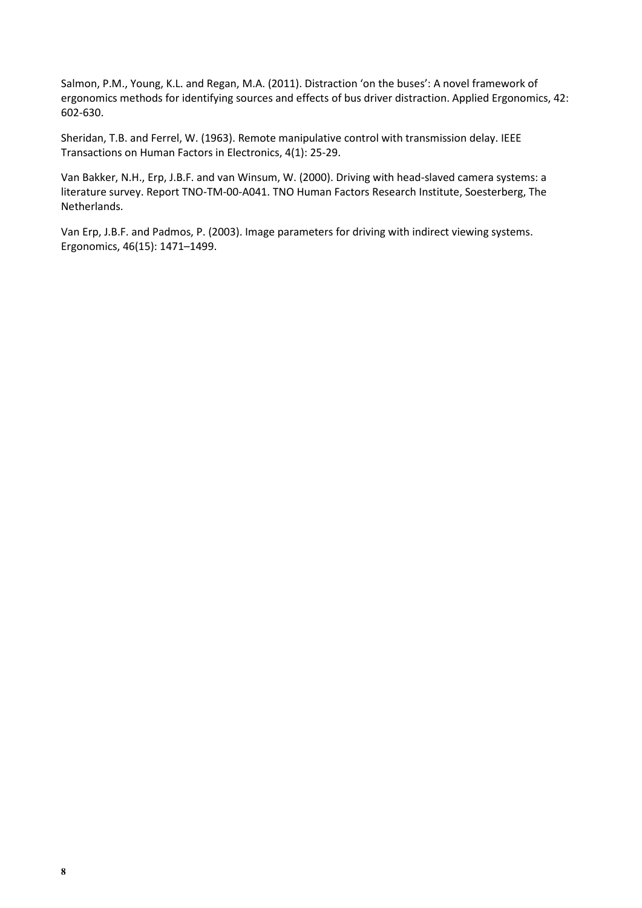Salmon, P.M., Young, K.L. and Regan, M.A. (2011). Distraction 'on the buses': A novel framework of ergonomics methods for identifying sources and effects of bus driver distraction. Applied Ergonomics, 42: 602-630.

Sheridan, T.B. and Ferrel, W. (1963). Remote manipulative control with transmission delay. IEEE Transactions on Human Factors in Electronics, 4(1): 25-29.

Van Bakker, N.H., Erp, J.B.F. and van Winsum, W. (2000). Driving with head-slaved camera systems: a literature survey. Report TNO-TM-00-A041. TNO Human Factors Research Institute, Soesterberg, The Netherlands.

Van Erp, J.B.F. and Padmos, P. (2003). Image parameters for driving with indirect viewing systems. Ergonomics, 46(15): 1471–1499.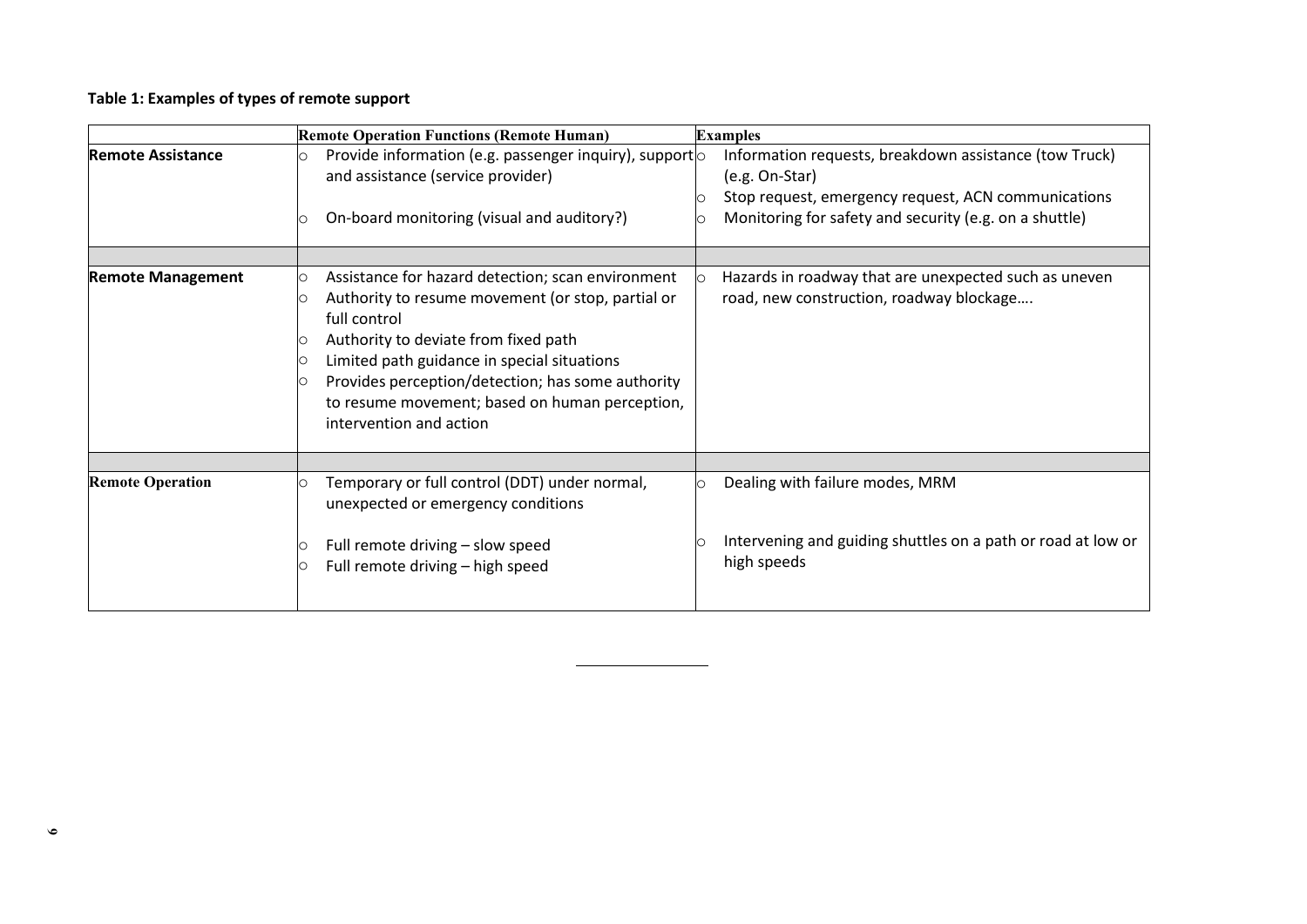**Table 1: Examples of types of remote support**

| | Remote Operation Functions (Remote Human) | Examples |
|---|---|---|
| **Remote Assistance** | ○ Provide information (e.g. passenger inquiry), support and assistance (service provider)<br>○ On-board monitoring (visual and auditory?) | ○ Information requests, breakdown assistance (tow Truck) (e.g. On-Star)<br>○ Stop request, emergency request, ACN communications<br>○ Monitoring for safety and security (e.g. on a shuttle) |
| | | |
| **Remote Management** | ○ Assistance for hazard detection; scan environment<br>○ Authority to resume movement (or stop, partial or full control<br>○ Authority to deviate from fixed path<br>○ Limited path guidance in special situations<br>○ Provides perception/detection; has some authority to resume movement; based on human perception, intervention and action | ○ Hazards in roadway that are unexpected such as uneven road, new construction, roadway blockage…. |
| | | |
| **Remote Operation** | ○ Temporary or full control (DDT) under normal, unexpected or emergency conditions<br>○ Full remote driving – slow speed<br>○ Full remote driving – high speed | ○ Dealing with failure modes, MRM<br>○ Intervening and guiding shuttles on a path or road at low or high speeds |